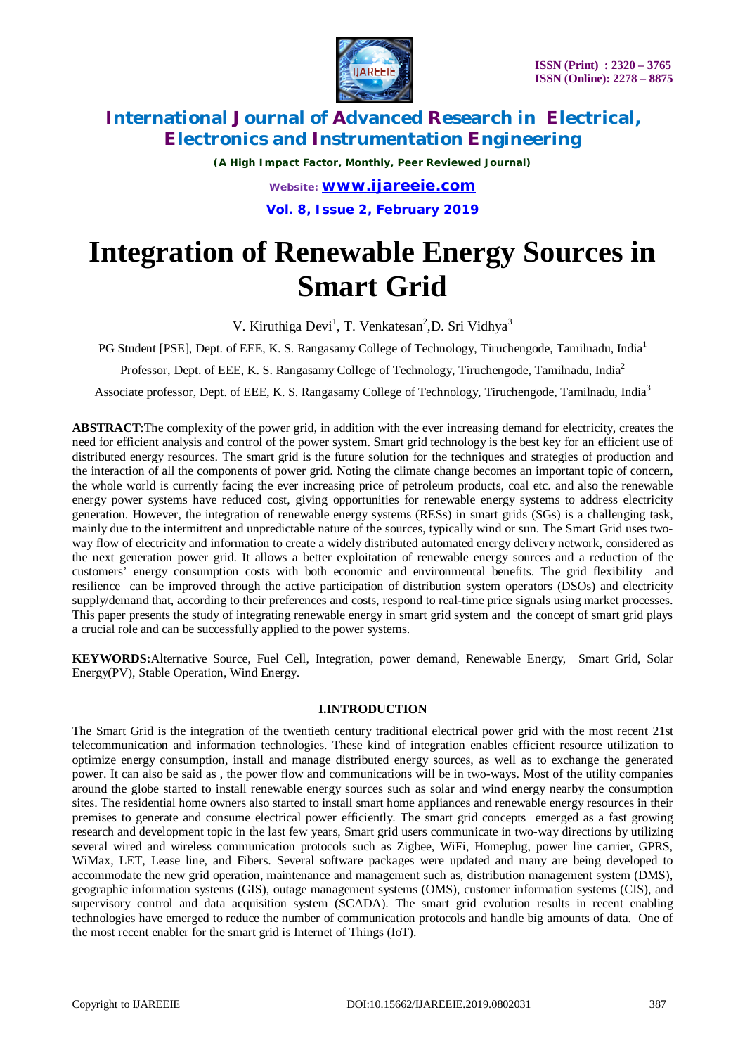# Integration of Renewable Energy Sources in Smart Grid

V. Kiruthiga Devi[1], T. Venkatesan[2], D. Sri Vidhya[3]

PG Student [PSE], Dept. of EEE, K. S. Rangasamy College of Technology, Tiruchengode, Tamilnadu, India[1]

Professor, Dept. of EEE, K. S. Rangasamy College of Technology, Tiruchengode, Tamilnadu, India[2]

Associate professor, Dept. of EEE, K. S. Rangasamy College of Technology, Tiruchengode, Tamilnadu, India[3]

**ABSTRACT**:The complexity of the power grid, in addition with the ever increasing demand for electricity, creates the need for efficient analysis and control of the power system. Smart grid technology is the best key for an efficient use of distributed energy resources. The smart grid is the future solution for the techniques and strategies of production and the interaction of all the components of power grid. Noting the climate change becomes an important topic of concern, the whole world is currently facing the ever increasing price of petroleum products, coal etc. and also the renewable energy power systems have reduced cost, giving opportunities for renewable energy systems to address electricity generation. However, the integration of renewable energy systems (RESs) in smart grids (SGs) is a challenging task, mainly due to the intermittent and unpredictable nature of the sources, typically wind or sun. The Smart Grid uses two-way flow of electricity and information to create a widely distributed automated energy delivery network, considered as the next generation power grid. It allows a better exploitation of renewable energy sources and a reduction of the customers' energy consumption costs with both economic and environmental benefits. The grid flexibility and resilience can be improved through the active participation of distribution system operators (DSOs) and electricity supply/demand that, according to their preferences and costs, respond to real-time price signals using market processes. This paper presents the study of integrating renewable energy in smart grid system and the concept of smart grid plays a crucial role and can be successfully applied to the power systems.

**KEYWORDS:**Alternative Source, Fuel Cell, Integration, power demand, Renewable Energy, Smart Grid, Solar Energy(PV), Stable Operation, Wind Energy.

## I.INTRODUCTION

The Smart Grid is the integration of the twentieth century traditional electrical power grid with the most recent 21st telecommunication and information technologies. These kind of integration enables efficient resource utilization to optimize energy consumption, install and manage distributed energy sources, as well as to exchange the generated power. It can also be said as , the power flow and communications will be in two-ways. Most of the utility companies around the globe started to install renewable energy sources such as solar and wind energy nearby the consumption sites. The residential home owners also started to install smart home appliances and renewable energy resources in their premises to generate and consume electrical power efficiently. The smart grid concepts emerged as a fast growing research and development topic in the last few years, Smart grid users communicate in two-way directions by utilizing several wired and wireless communication protocols such as Zigbee, WiFi, Homeplug, power line carrier, GPRS, WiMax, LET, Lease line, and Fibers. Several software packages were updated and many are being developed to accommodate the new grid operation, maintenance and management such as, distribution management system (DMS), geographic information systems (GIS), outage management systems (OMS), customer information systems (CIS), and supervisory control and data acquisition system (SCADA). The smart grid evolution results in recent enabling technologies have emerged to reduce the number of communication protocols and handle big amounts of data. One of the most recent enabler for the smart grid is Internet of Things (IoT).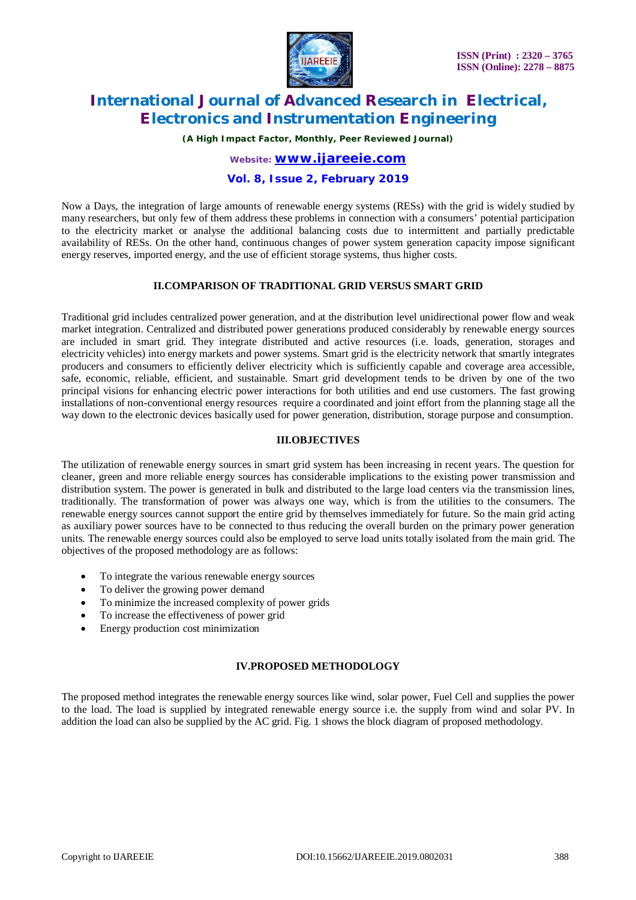Now a Days, the integration of large amounts of renewable energy systems (RESs) with the grid is widely studied by many researchers, but only few of them address these problems in connection with a consumers' potential participation to the electricity market or analyse the additional balancing costs due to intermittent and partially predictable availability of RESs. On the other hand, continuous changes of power system generation capacity impose significant energy reserves, imported energy, and the use of efficient storage systems, thus higher costs.

## II.COMPARISON OF TRADITIONAL GRID VERSUS SMART GRID

Traditional grid includes centralized power generation, and at the distribution level unidirectional power flow and weak market integration. Centralized and distributed power generations produced considerably by renewable energy sources are included in smart grid. They integrate distributed and active resources (i.e. loads, generation, storages and electricity vehicles) into energy markets and power systems. Smart grid is the electricity network that smartly integrates producers and consumers to efficiently deliver electricity which is sufficiently capable and coverage area accessible, safe, economic, reliable, efficient, and sustainable. Smart grid development tends to be driven by one of the two principal visions for enhancing electric power interactions for both utilities and end use customers. The fast growing installations of non-conventional energy resources require a coordinated and joint effort from the planning stage all the way down to the electronic devices basically used for power generation, distribution, storage purpose and consumption.

## III.OBJECTIVES

The utilization of renewable energy sources in smart grid system has been increasing in recent years. The question for cleaner, green and more reliable energy sources has considerable implications to the existing power transmission and distribution system. The power is generated in bulk and distributed to the large load centers via the transmission lines, traditionally. The transformation of power was always one way, which is from the utilities to the consumers. The renewable energy sources cannot support the entire grid by themselves immediately for future. So the main grid acting as auxiliary power sources have to be connected to thus reducing the overall burden on the primary power generation units. The renewable energy sources could also be employed to serve load units totally isolated from the main grid. The objectives of the proposed methodology are as follows:

- To integrate the various renewable energy sources
- To deliver the growing power demand
- To minimize the increased complexity of power grids
- To increase the effectiveness of power grid
- Energy production cost minimization

## IV.PROPOSED METHODOLOGY

The proposed method integrates the renewable energy sources like wind, solar power, Fuel Cell and supplies the power to the load. The load is supplied by integrated renewable energy source i.e. the supply from wind and solar PV. In addition the load can also be supplied by the AC grid. Fig. 1 shows the block diagram of proposed methodology.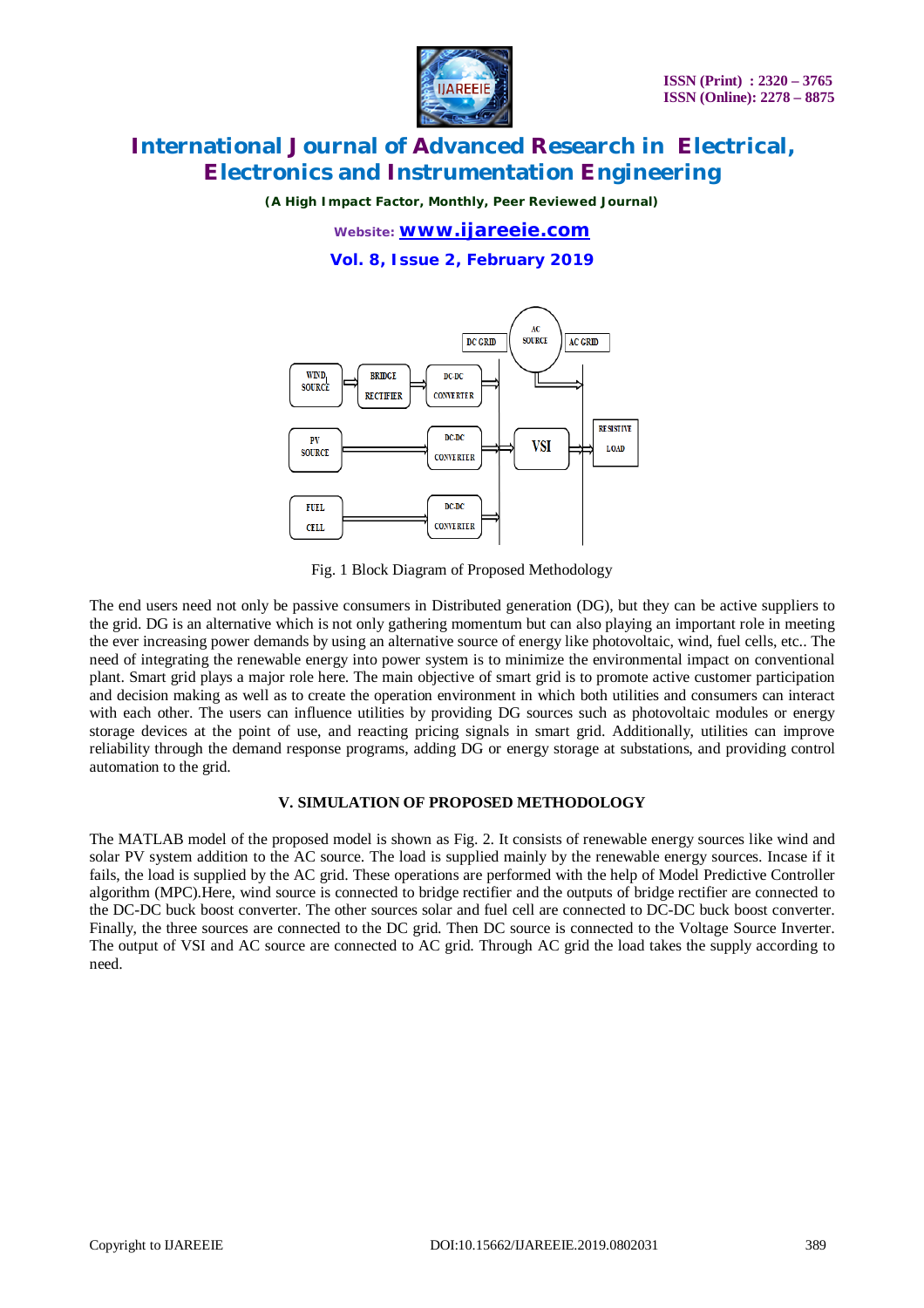Fig. 1 Block Diagram of Proposed Methodology

The end users need not only be passive consumers in Distributed generation (DG), but they can be active suppliers to the grid. DG is an alternative which is not only gathering momentum but can also playing an important role in meeting the ever increasing power demands by using an alternative source of energy like photovoltaic, wind, fuel cells, etc.. The need of integrating the renewable energy into power system is to minimize the environmental impact on conventional plant. Smart grid plays a major role here. The main objective of smart grid is to promote active customer participation and decision making as well as to create the operation environment in which both utilities and consumers can interact with each other. The users can influence utilities by providing DG sources such as photovoltaic modules or energy storage devices at the point of use, and reacting pricing signals in smart grid. Additionally, utilities can improve reliability through the demand response programs, adding DG or energy storage at substations, and providing control automation to the grid.

## V. SIMULATION OF PROPOSED METHODOLOGY

The MATLAB model of the proposed model is shown as Fig. 2. It consists of renewable energy sources like wind and solar PV system addition to the AC source. The load is supplied mainly by the renewable energy sources. Incase if it fails, the load is supplied by the AC grid. These operations are performed with the help of Model Predictive Controller algorithm (MPC).Here, wind source is connected to bridge rectifier and the outputs of bridge rectifier are connected to the DC-DC buck boost converter. The other sources solar and fuel cell are connected to DC-DC buck boost converter. Finally, the three sources are connected to the DC grid. Then DC source is connected to the Voltage Source Inverter. The output of VSI and AC source are connected to AC grid. Through AC grid the load takes the supply according to need.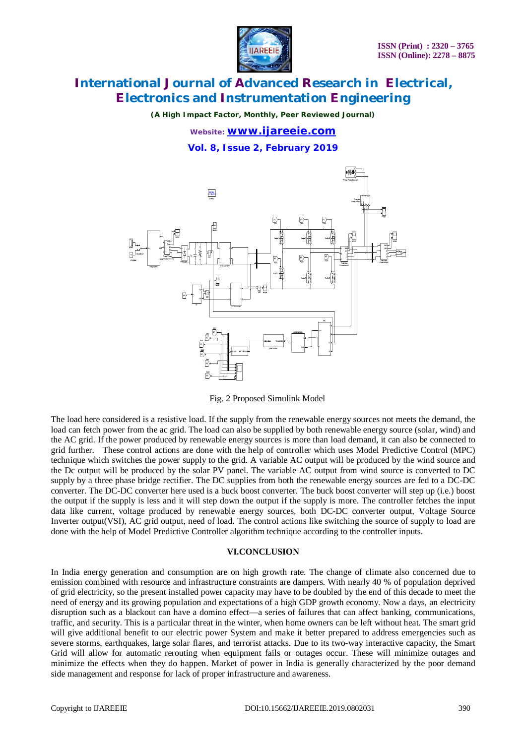Fig. 2 Proposed Simulink Model

The load here considered is a resistive load. If the supply from the renewable energy sources not meets the demand, the load can fetch power from the ac grid. The load can also be supplied by both renewable energy source (solar, wind) and the AC grid. If the power produced by renewable energy sources is more than load demand, it can also be connected to grid further. These control actions are done with the help of controller which uses Model Predictive Control (MPC) technique which switches the power supply to the grid. A variable AC output will be produced by the wind source and the Dc output will be produced by the solar PV panel. The variable AC output from wind source is converted to DC supply by a three phase bridge rectifier. The DC supplies from both the renewable energy sources are fed to a DC-DC converter. The DC-DC converter here used is a buck boost converter. The buck boost converter will step up (i.e.) boost the output if the supply is less and it will step down the output if the supply is more. The controller fetches the input data like current, voltage produced by renewable energy sources, both DC-DC converter output, Voltage Source Inverter output(VSI), AC grid output, need of load. The control actions like switching the source of supply to load are done with the help of Model Predictive Controller algorithm technique according to the controller inputs.

## VI.CONCLUSION

In India energy generation and consumption are on high growth rate. The change of climate also concerned due to emission combined with resource and infrastructure constraints are dampers. With nearly 40 % of population deprived of grid electricity, so the present installed power capacity may have to be doubled by the end of this decade to meet the need of energy and its growing population and expectations of a high GDP growth economy. Now a days, an electricity disruption such as a blackout can have a domino effect—a series of failures that can affect banking, communications, traffic, and security. This is a particular threat in the winter, when home owners can be left without heat. The smart grid will give additional benefit to our electric power System and make it better prepared to address emergencies such as severe storms, earthquakes, large solar flares, and terrorist attacks. Due to its two-way interactive capacity, the Smart Grid will allow for automatic rerouting when equipment fails or outages occur. These will minimize outages and minimize the effects when they do happen. Market of power in India is generally characterized by the poor demand side management and response for lack of proper infrastructure and awareness.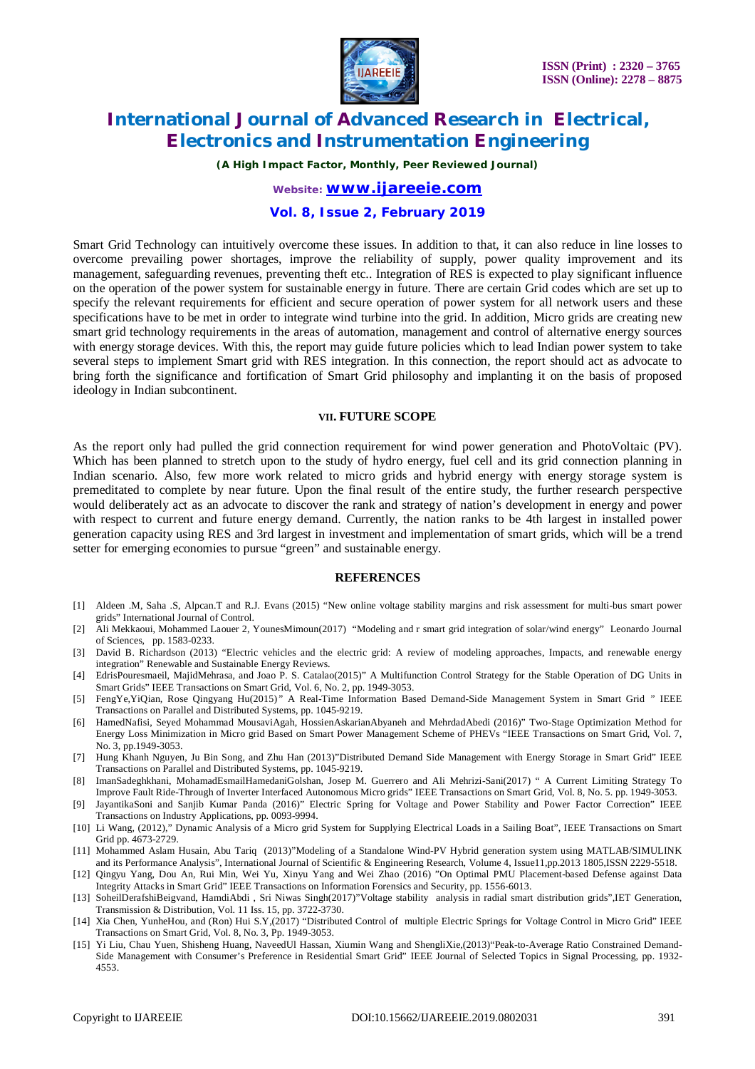Smart Grid Technology can intuitively overcome these issues. In addition to that, it can also reduce in line losses to overcome prevailing power shortages, improve the reliability of supply, power quality improvement and its management, safeguarding revenues, preventing theft etc.. Integration of RES is expected to play significant influence on the operation of the power system for sustainable energy in future. There are certain Grid codes which are set up to specify the relevant requirements for efficient and secure operation of power system for all network users and these specifications have to be met in order to integrate wind turbine into the grid. In addition, Micro grids are creating new smart grid technology requirements in the areas of automation, management and control of alternative energy sources with energy storage devices. With this, the report may guide future policies which to lead Indian power system to take several steps to implement Smart grid with RES integration. In this connection, the report should act as advocate to bring forth the significance and fortification of Smart Grid philosophy and implanting it on the basis of proposed ideology in Indian subcontinent.

## VII. FUTURE SCOPE

As the report only had pulled the grid connection requirement for wind power generation and PhotoVoltaic (PV). Which has been planned to stretch upon to the study of hydro energy, fuel cell and its grid connection planning in Indian scenario. Also, few more work related to micro grids and hybrid energy with energy storage system is premeditated to complete by near future. Upon the final result of the entire study, the further research perspective would deliberately act as an advocate to discover the rank and strategy of nation's development in energy and power with respect to current and future energy demand. Currently, the nation ranks to be 4th largest in installed power generation capacity using RES and 3rd largest in investment and implementation of smart grids, which will be a trend setter for emerging economies to pursue "green" and sustainable energy.

## REFERENCES

[1] Aldeen .M, Saha .S, Alpcan.T and R.J. Evans (2015) "New online voltage stability margins and risk assessment for multi-bus smart power grids" International Journal of Control.

[2] Ali Mekkaoui, Mohammed Laouer 2, YounesMimoun(2017) "Modeling and r smart grid integration of solar/wind energy" Leonardo Journal of Sciences, pp. 1583-0233.

[3] David B. Richardson (2013) "Electric vehicles and the electric grid: A review of modeling approaches, Impacts, and renewable energy integration" Renewable and Sustainable Energy Reviews.

[4] EdrisPouresmaeil, MajidMehrasa, and Joao P. S. Catalao(2015)" A Multifunction Control Strategy for the Stable Operation of DG Units in Smart Grids" IEEE Transactions on Smart Grid, Vol. 6, No. 2, pp. 1949-3053.

[5] FengYe,YiQian, Rose Qingyang Hu(2015)" A Real-Time Information Based Demand-Side Management System in Smart Grid " IEEE Transactions on Parallel and Distributed Systems, pp. 1045-9219.

[6] HamedNafisi, Seyed Mohammad MousaviAgah, HossienAskarianAbyaneh and MehrdadAbedi (2016)" Two-Stage Optimization Method for Energy Loss Minimization in Micro grid Based on Smart Power Management Scheme of PHEVs "IEEE Transactions on Smart Grid, Vol. 7, No. 3, pp.1949-3053.

[7] Hung Khanh Nguyen, Ju Bin Song, and Zhu Han (2013)"Distributed Demand Side Management with Energy Storage in Smart Grid" IEEE Transactions on Parallel and Distributed Systems, pp. 1045-9219.

[8] ImanSadeghkhani, MohamadEsmailHamedaniGolshan, Josep M. Guerrero and Ali Mehrizi-Sani(2017) " A Current Limiting Strategy To Improve Fault Ride-Through of Inverter Interfaced Autonomous Micro grids" IEEE Transactions on Smart Grid, Vol. 8, No. 5. pp. 1949-3053.

[9] JayantikaSoni and Sanjib Kumar Panda (2016)" Electric Spring for Voltage and Power Stability and Power Factor Correction" IEEE Transactions on Industry Applications, pp. 0093-9994.

[10] Li Wang, (2012)," Dynamic Analysis of a Micro grid System for Supplying Electrical Loads in a Sailing Boat", IEEE Transactions on Smart Grid pp. 4673-2729.

[11] Mohammed Aslam Husain, Abu Tariq (2013)"Modeling of a Standalone Wind-PV Hybrid generation system using MATLAB/SIMULINK and its Performance Analysis", International Journal of Scientific & Engineering Research, Volume 4, Issue11,pp.2013 1805,ISSN 2229-5518.

[12] Qingyu Yang, Dou An, Rui Min, Wei Yu, Xinyu Yang and Wei Zhao (2016) "On Optimal PMU Placement-based Defense against Data Integrity Attacks in Smart Grid" IEEE Transactions on Information Forensics and Security, pp. 1556-6013.

[13] SoheilDerafshiBeigvand, HamdiAbdi , Sri Niwas Singh(2017)"Voltage stability analysis in radial smart distribution grids",IET Generation, Transmission & Distribution, Vol. 11 Iss. 15, pp. 3722-3730.

[14] Xia Chen, YunheHou, and (Ron) Hui S.Y,(2017) "Distributed Control of multiple Electric Springs for Voltage Control in Micro Grid" IEEE Transactions on Smart Grid, Vol. 8, No. 3, Pp. 1949-3053.

[15] Yi Liu, Chau Yuen, Shisheng Huang, NaveedUl Hassan, Xiumin Wang and ShengliXie,(2013)"Peak-to-Average Ratio Constrained Demand-Side Management with Consumer's Preference in Residential Smart Grid" IEEE Journal of Selected Topics in Signal Processing, pp. 1932-4553.